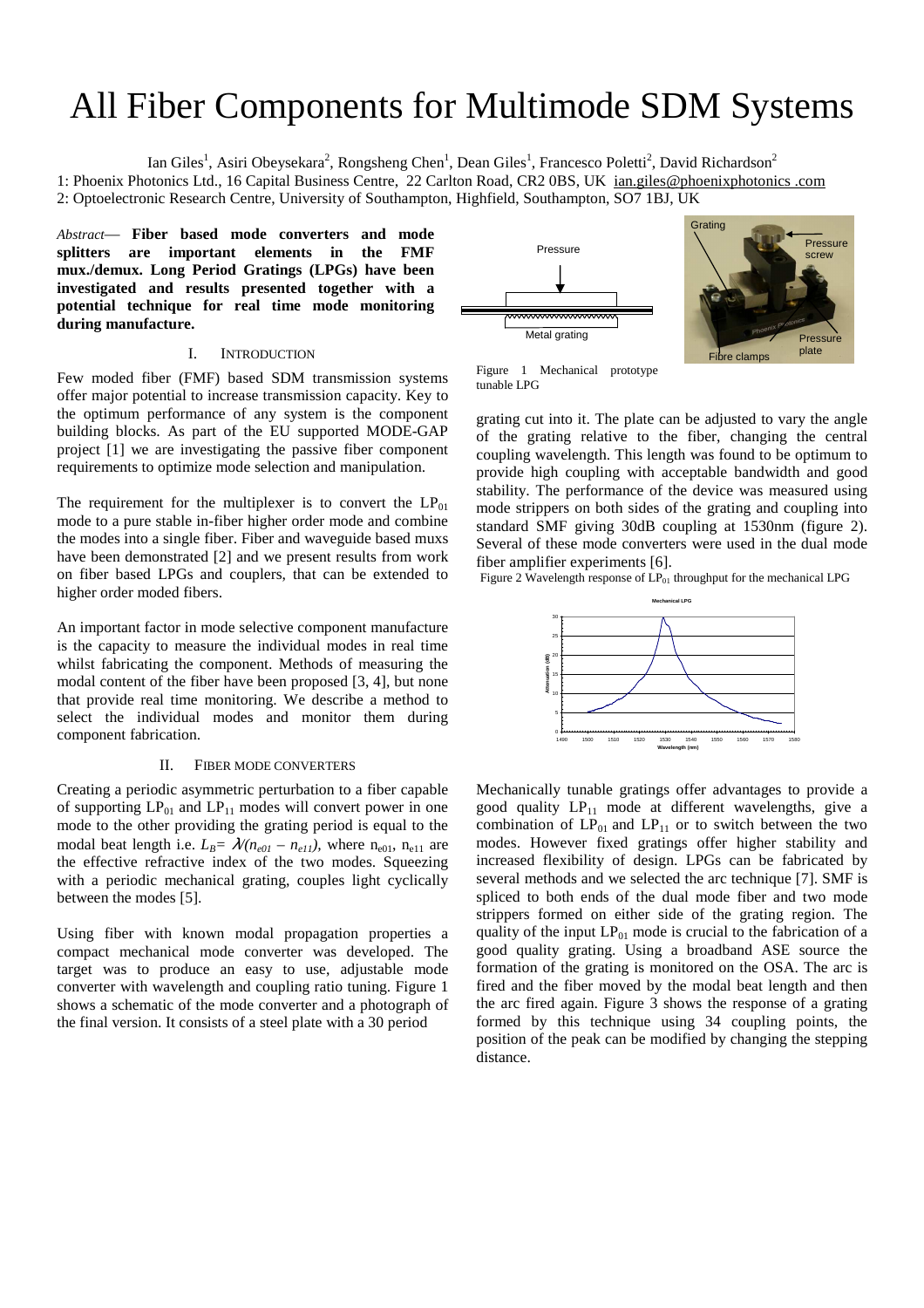# All Fiber Components for Multimode SDM Systems

Ian Giles[1], Asiri Obeysekara[2], Rongsheng Chen[1], Dean Giles[1], Francesco Poletti[2], David Richardson[2]

1: Phoenix Photonics Ltd., 16 Capital Business Centre, 22 Carlton Road, CR2 0BS, UK ian.giles@phoenixphotonics .com

2: Optoelectronic Research Centre, University of Southampton, Highfield, Southampton, SO7 1BJ, UK

*Abstract*— **Fiber based mode converters and mode splitters are important elements in the FMF mux./demux. Long Period Gratings (LPGs) have been investigated and results presented together with a potential technique for real time mode monitoring during manufacture.**

## I. Introduction

Few moded fiber (FMF) based SDM transmission systems offer major potential to increase transmission capacity. Key to the optimum performance of any system is the component building blocks. As part of the EU supported MODE-GAP project [1] we are investigating the passive fiber component requirements to optimize mode selection and manipulation.

The requirement for the multiplexer is to convert the $LP_{01}$ mode to a pure stable in-fiber higher order mode and combine the modes into a single fiber. Fiber and waveguide based muxs have been demonstrated [2] and we present results from work on fiber based LPGs and couplers, that can be extended to higher order moded fibers.

An important factor in mode selective component manufacture is the capacity to measure the individual modes in real time whilst fabricating the component. Methods of measuring the modal content of the fiber have been proposed [3, 4], but none that provide real time monitoring. We describe a method to select the individual modes and monitor them during component fabrication.

## II. Fiber Mode Converters

Creating a periodic asymmetric perturbation to a fiber capable of supporting $LP_{01}$ and $LP_{11}$ modes will convert power in one mode to the other providing the grating period is equal to the modal beat length i.e. $L_B = \lambda/(n_{e01} - n_{e11})$, where $n_{e01}$, $n_{e11}$ are the effective refractive index of the two modes. Squeezing with a periodic mechanical grating, couples light cyclically between the modes [5].

Using fiber with known modal propagation properties a compact mechanical mode converter was developed. The target was to produce an easy to use, adjustable mode converter with wavelength and coupling ratio tuning. Figure 1 shows a schematic of the mode converter and a photograph of the final version. It consists of a steel plate with a 30 period grating cut into it. The plate can be adjusted to vary the angle of the grating relative to the fiber, changing the central coupling wavelength. This length was found to be optimum to provide high coupling with acceptable bandwidth and good stability. The performance of the device was measured using mode strippers on both sides of the grating and coupling into standard SMF giving 30dB coupling at 1530nm (figure 2). Several of these mode converters were used in the dual mode fiber amplifier experiments [6].

Figure 1 Mechanical prototype tunable LPG

Figure 2 Wavelength response of $LP_{01}$ throughput for the mechanical LPG

Mechanically tunable gratings offer advantages to provide a good quality $LP_{11}$ mode at different wavelengths, give a combination of $LP_{01}$ and $LP_{11}$ or to switch between the two modes. However fixed gratings offer higher stability and increased flexibility of design. LPGs can be fabricated by several methods and we selected the arc technique [7]. SMF is spliced to both ends of the dual mode fiber and two mode strippers formed on either side of the grating region. The quality of the input $LP_{01}$ mode is crucial to the fabrication of a good quality grating. Using a broadband ASE source the formation of the grating is monitored on the OSA. The arc is fired and the fiber moved by the modal beat length and then the arc fired again. Figure 3 shows the response of a grating formed by this technique using 34 coupling points, the position of the peak can be modified by changing the stepping distance.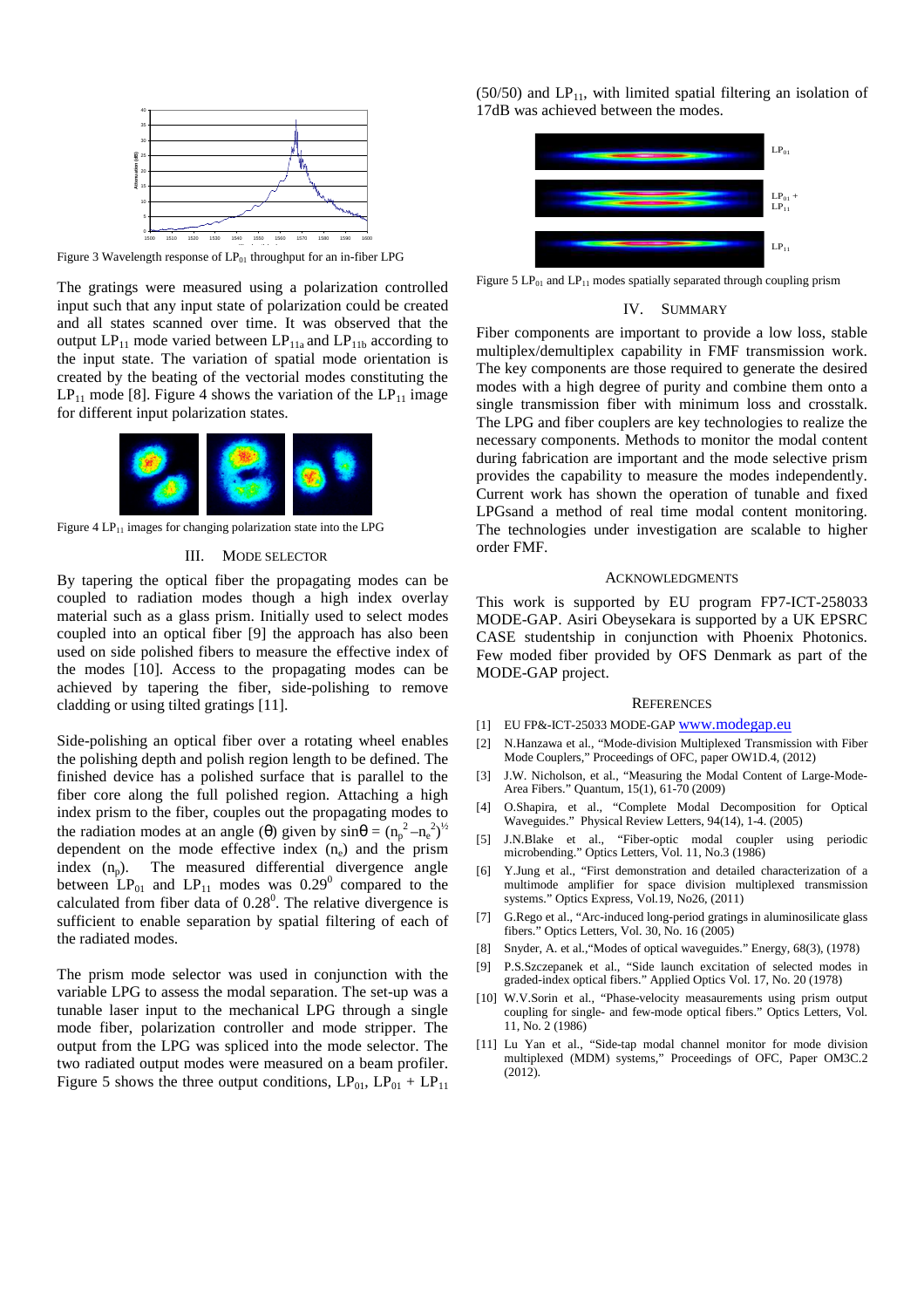40
35
30
25
20
15
10
5
0
1500 1510 1520 1530 1540 1550 1560 1570 1580 1590 1600

Attenuation (dB)

Figure 3 Wavelength response of $LP_{01}$ throughput for an in-fiber LPG

The gratings were measured using a polarization controlled input such that any input state of polarization could be created and all states scanned over time. It was observed that the output $LP_{11}$ mode varied between $LP_{11a}$ and $LP_{11b}$ according to the input state. The variation of spatial mode orientation is created by the beating of the vectorial modes constituting the $LP_{11}$ mode [8]. Figure 4 shows the variation of the $LP_{11}$ image for different input polarization states.

Figure 4 $LP_{11}$ images for changing polarization state into the LPG

## III. Mode Selector

By tapering the optical fiber the propagating modes can be coupled to radiation modes though a high index overlay material such as a glass prism. Initially used to select modes coupled into an optical fiber [9] the approach has also been used on side polished fibers to measure the effective index of the modes [10]. Access to the propagating modes can be achieved by tapering the fiber, side-polishing to remove cladding or using tilted gratings [11].

Side-polishing an optical fiber over a rotating wheel enables the polishing depth and polish region length to be defined. The finished device has a polished surface that is parallel to the fiber core along the full polished region. Attaching a high index prism to the fiber, couples out the propagating modes to the radiation modes at an angle (θ) given by $\sin\theta = (n_p^2 - n_e^2)^{1/2}$ dependent on the mode effective index ($n_e$) and the prism index ($n_p$). The measured differential divergence angle between $LP_{01}$ and $LP_{11}$ modes was $0.29^0$ compared to the calculated from fiber data of $0.28^0$. The relative divergence is sufficient to enable separation by spatial filtering of each of the radiated modes.

The prism mode selector was used in conjunction with the variable LPG to assess the modal separation. The set-up was a tunable laser input to the mechanical LPG through a single mode fiber, polarization controller and mode stripper. The output from the LPG was spliced into the mode selector. The two radiated output modes were measured on a beam profiler. Figure 5 shows the three output conditions, $LP_{01}$, $LP_{01} + LP_{11}$ (50/50) and $LP_{11}$, with limited spatial filtering an isolation of 17dB was achieved between the modes.

$LP_{01}$

$LP_{01}$ + $LP_{11}$

$LP_{11}$

Figure 5 $LP_{01}$ and $LP_{11}$ modes spatially separated through coupling prism

## IV. Summary

Fiber components are important to provide a low loss, stable multiplex/demultiplex capability in FMF transmission work. The key components are those required to generate the desired modes with a high degree of purity and combine them onto a single transmission fiber with minimum loss and crosstalk. The LPG and fiber couplers are key technologies to realize the necessary components. Methods to monitor the modal content during fabrication are important and the mode selective prism provides the capability to measure the modes independently. Current work has shown the operation of tunable and fixed LPGsand a method of real time modal content monitoring. The technologies under investigation are scalable to higher order FMF.

## Acknowledgments

This work is supported by EU program FP7-ICT-258033 MODE-GAP. Asiri Obeysekara is supported by a UK EPSRC CASE studentship in conjunction with Phoenix Photonics. Few moded fiber provided by OFS Denmark as part of the MODE-GAP project.

## References

[1] EU FP&-ICT-25033 MODE-GAP www.modegap.eu

[2] N.Hanzawa et al., "Mode-division Multiplexed Transmission with Fiber Mode Couplers," Proceedings of OFC, paper OW1D.4, (2012)

[3] J.W. Nicholson, et al., "Measuring the Modal Content of Large-Mode-Area Fibers." Quantum, 15(1), 61-70 (2009)

[4] O.Shapira, et al., "Complete Modal Decomposition for Optical Waveguides." Physical Review Letters, 94(14), 1-4. (2005)

[5] J.N.Blake et al., "Fiber-optic modal coupler using periodic microbending." Optics Letters, Vol. 11, No.3 (1986)

[6] Y.Jung et al., "First demonstration and detailed characterization of a multimode amplifier for space division multiplexed transmission systems." Optics Express, Vol.19, No26, (2011)

[7] G.Rego et al., "Arc-induced long-period gratings in aluminosilicate glass fibers." Optics Letters, Vol. 30, No. 16 (2005)

[8] Snyder, A. et al.,"Modes of optical waveguides." Energy, 68(3), (1978)

[9] P.S.Szczepanek et al., "Side launch excitation of selected modes in graded-index optical fibers." Applied Optics Vol. 17, No. 20 (1978)

[10] W.V.Sorin et al., "Phase-velocity measaurements using prism output coupling for single- and few-mode optical fibers." Optics Letters, Vol. 11, No. 2 (1986)

[11] Lu Yan et al., "Side-tap modal channel monitor for mode division multiplexed (MDM) systems," Proceedings of OFC, Paper OM3C.2 (2012).